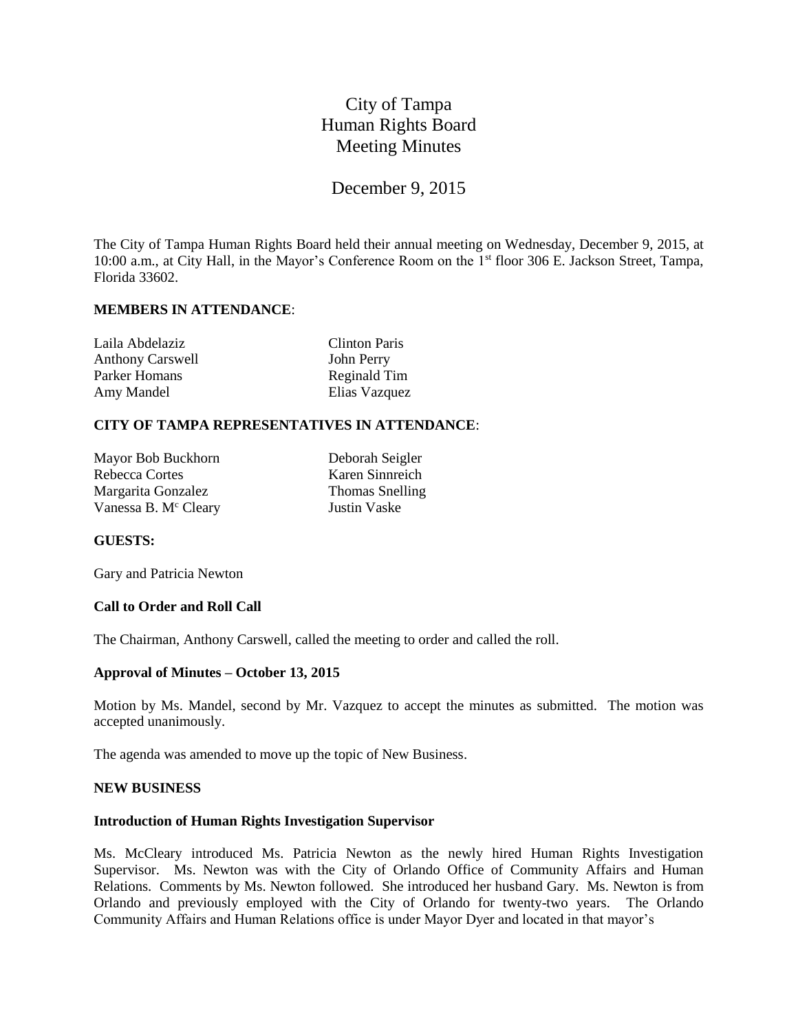# City of Tampa
# Human Rights Board
# Meeting Minutes

## December 9, 2015

The City of Tampa Human Rights Board held their annual meeting on Wednesday, December 9, 2015, at 10:00 a.m., at City Hall, in the Mayor's Conference Room on the 1st floor 306 E. Jackson Street, Tampa, Florida 33602.

**MEMBERS IN ATTENDANCE**:

| | |
|---|---|
| Laila Abdelaziz | Clinton Paris |
| Anthony Carswell | John Perry |
| Parker Homans | Reginald Tim |
| Amy Mandel | Elias Vazquez |

**CITY OF TAMPA REPRESENTATIVES IN ATTENDANCE**:

| | |
|---|---|
| Mayor Bob Buckhorn | Deborah Seigler |
| Rebecca Cortes | Karen Sinnreich |
| Margarita Gonzalez | Thomas Snelling |
| Vanessa B. McCleary | Justin Vaske |

**GUESTS:**

Gary and Patricia Newton

**Call to Order and Roll Call**

The Chairman, Anthony Carswell, called the meeting to order and called the roll.

**Approval of Minutes – October 13, 2015**

Motion by Ms. Mandel, second by Mr. Vazquez to accept the minutes as submitted. The motion was accepted unanimously.

The agenda was amended to move up the topic of New Business.

**NEW BUSINESS**

**Introduction of Human Rights Investigation Supervisor**

Ms. McCleary introduced Ms. Patricia Newton as the newly hired Human Rights Investigation Supervisor. Ms. Newton was with the City of Orlando Office of Community Affairs and Human Relations. Comments by Ms. Newton followed. She introduced her husband Gary. Ms. Newton is from Orlando and previously employed with the City of Orlando for twenty-two years. The Orlando Community Affairs and Human Relations office is under Mayor Dyer and located in that mayor's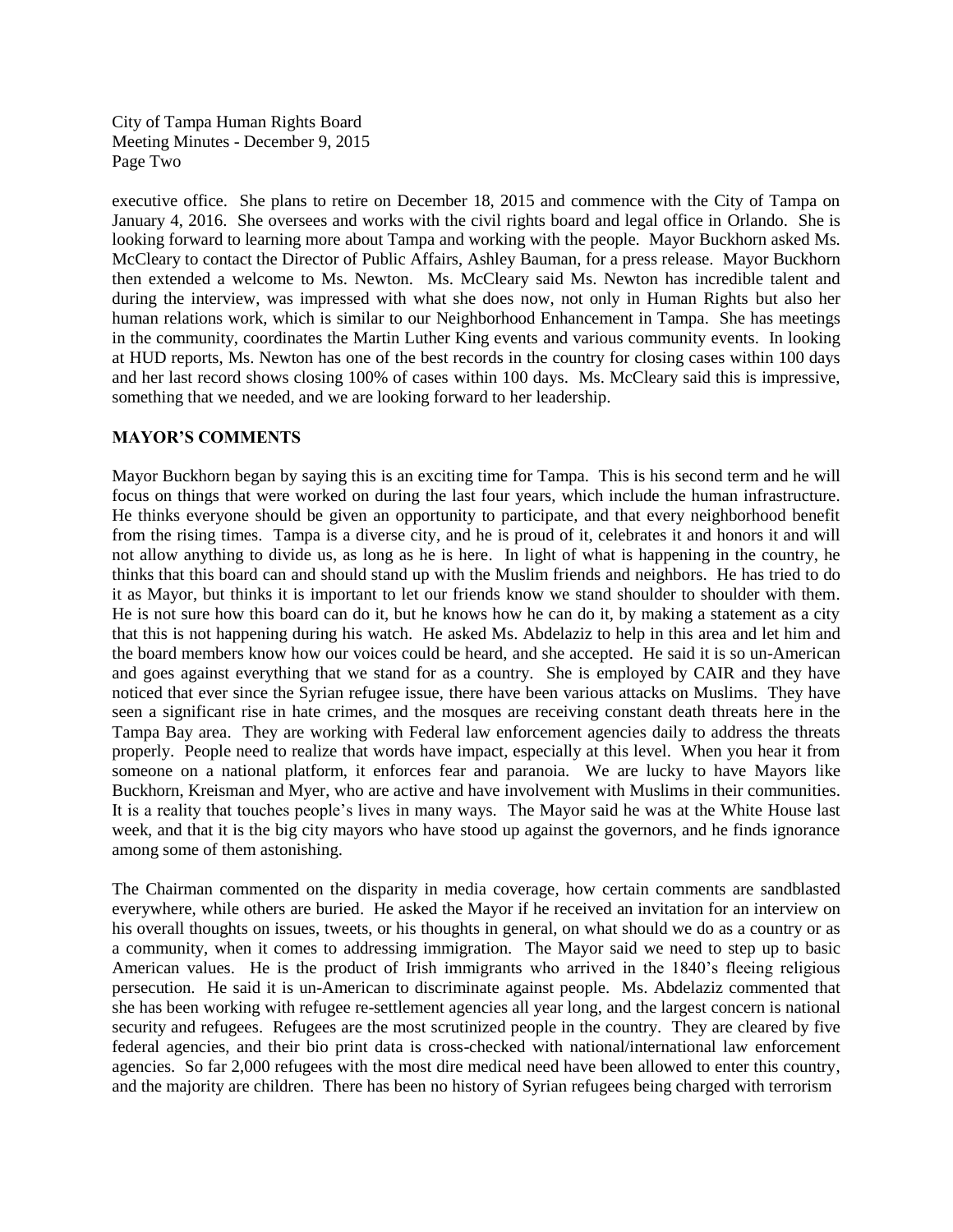executive office. She plans to retire on December 18, 2015 and commence with the City of Tampa on January 4, 2016. She oversees and works with the civil rights board and legal office in Orlando. She is looking forward to learning more about Tampa and working with the people. Mayor Buckhorn asked Ms. McCleary to contact the Director of Public Affairs, Ashley Bauman, for a press release. Mayor Buckhorn then extended a welcome to Ms. Newton. Ms. McCleary said Ms. Newton has incredible talent and during the interview, was impressed with what she does now, not only in Human Rights but also her human relations work, which is similar to our Neighborhood Enhancement in Tampa. She has meetings in the community, coordinates the Martin Luther King events and various community events. In looking at HUD reports, Ms. Newton has one of the best records in the country for closing cases within 100 days and her last record shows closing 100% of cases within 100 days. Ms. McCleary said this is impressive, something that we needed, and we are looking forward to her leadership.

**MAYOR'S COMMENTS**

Mayor Buckhorn began by saying this is an exciting time for Tampa. This is his second term and he will focus on things that were worked on during the last four years, which include the human infrastructure. He thinks everyone should be given an opportunity to participate, and that every neighborhood benefit from the rising times. Tampa is a diverse city, and he is proud of it, celebrates it and honors it and will not allow anything to divide us, as long as he is here. In light of what is happening in the country, he thinks that this board can and should stand up with the Muslim friends and neighbors. He has tried to do it as Mayor, but thinks it is important to let our friends know we stand shoulder to shoulder with them. He is not sure how this board can do it, but he knows how he can do it, by making a statement as a city that this is not happening during his watch. He asked Ms. Abdelaziz to help in this area and let him and the board members know how our voices could be heard, and she accepted. He said it is so un-American and goes against everything that we stand for as a country. She is employed by CAIR and they have noticed that ever since the Syrian refugee issue, there have been various attacks on Muslims. They have seen a significant rise in hate crimes, and the mosques are receiving constant death threats here in the Tampa Bay area. They are working with Federal law enforcement agencies daily to address the threats properly. People need to realize that words have impact, especially at this level. When you hear it from someone on a national platform, it enforces fear and paranoia. We are lucky to have Mayors like Buckhorn, Kreisman and Myer, who are active and have involvement with Muslims in their communities. It is a reality that touches people's lives in many ways. The Mayor said he was at the White House last week, and that it is the big city mayors who have stood up against the governors, and he finds ignorance among some of them astonishing.

The Chairman commented on the disparity in media coverage, how certain comments are sandblasted everywhere, while others are buried. He asked the Mayor if he received an invitation for an interview on his overall thoughts on issues, tweets, or his thoughts in general, on what should we do as a country or as a community, when it comes to addressing immigration. The Mayor said we need to step up to basic American values. He is the product of Irish immigrants who arrived in the 1840's fleeing religious persecution. He said it is un-American to discriminate against people. Ms. Abdelaziz commented that she has been working with refugee re-settlement agencies all year long, and the largest concern is national security and refugees. Refugees are the most scrutinized people in the country. They are cleared by five federal agencies, and their bio print data is cross-checked with national/international law enforcement agencies. So far 2,000 refugees with the most dire medical need have been allowed to enter this country, and the majority are children. There has been no history of Syrian refugees being charged with terrorism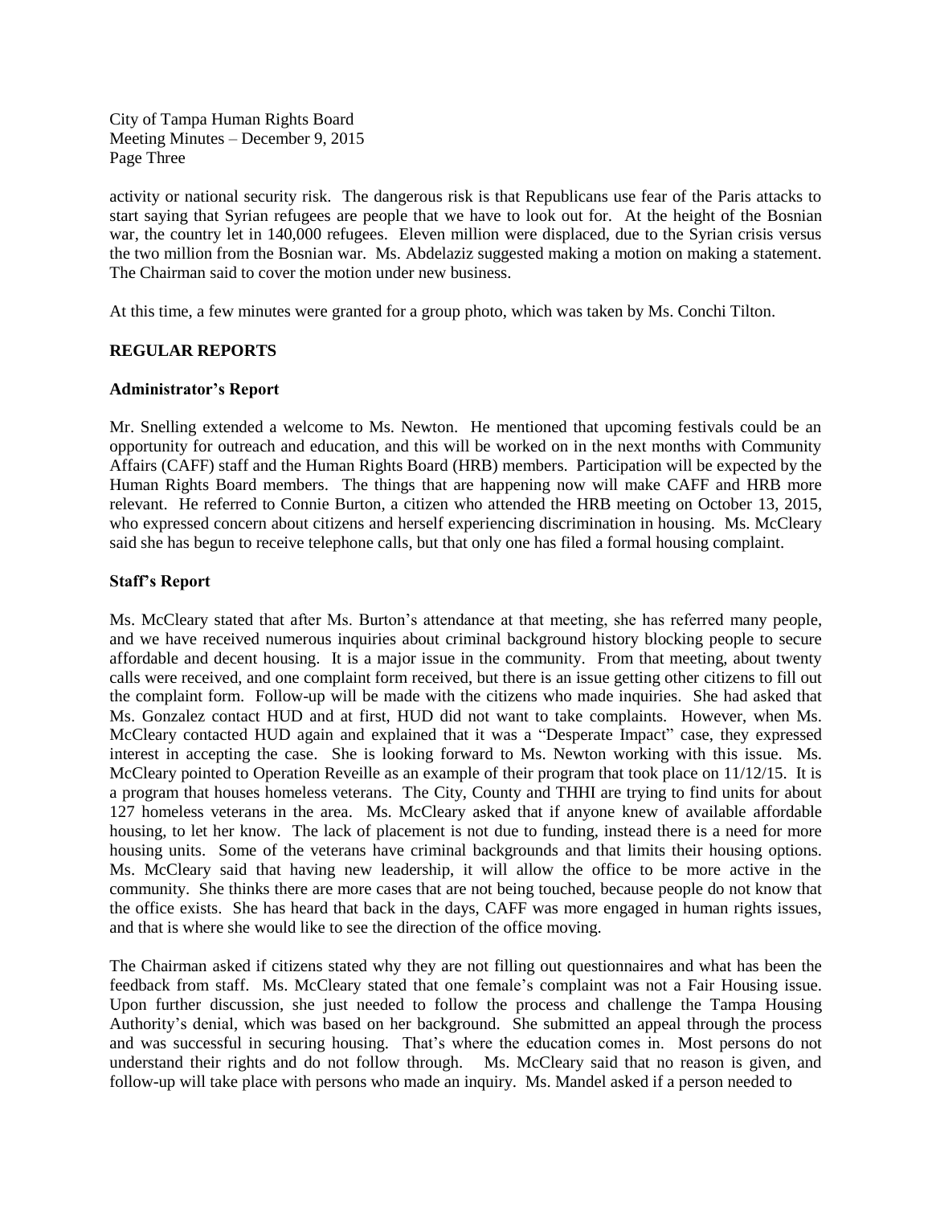activity or national security risk. The dangerous risk is that Republicans use fear of the Paris attacks to start saying that Syrian refugees are people that we have to look out for. At the height of the Bosnian war, the country let in 140,000 refugees. Eleven million were displaced, due to the Syrian crisis versus the two million from the Bosnian war. Ms. Abdelaziz suggested making a motion on making a statement. The Chairman said to cover the motion under new business.

At this time, a few minutes were granted for a group photo, which was taken by Ms. Conchi Tilton.

**REGULAR REPORTS**

**Administrator's Report**

Mr. Snelling extended a welcome to Ms. Newton. He mentioned that upcoming festivals could be an opportunity for outreach and education, and this will be worked on in the next months with Community Affairs (CAFF) staff and the Human Rights Board (HRB) members. Participation will be expected by the Human Rights Board members. The things that are happening now will make CAFF and HRB more relevant. He referred to Connie Burton, a citizen who attended the HRB meeting on October 13, 2015, who expressed concern about citizens and herself experiencing discrimination in housing. Ms. McCleary said she has begun to receive telephone calls, but that only one has filed a formal housing complaint.

**Staff's Report**

Ms. McCleary stated that after Ms. Burton's attendance at that meeting, she has referred many people, and we have received numerous inquiries about criminal background history blocking people to secure affordable and decent housing. It is a major issue in the community. From that meeting, about twenty calls were received, and one complaint form received, but there is an issue getting other citizens to fill out the complaint form. Follow-up will be made with the citizens who made inquiries. She had asked that Ms. Gonzalez contact HUD and at first, HUD did not want to take complaints. However, when Ms. McCleary contacted HUD again and explained that it was a "Desperate Impact" case, they expressed interest in accepting the case. She is looking forward to Ms. Newton working with this issue. Ms. McCleary pointed to Operation Reveille as an example of their program that took place on 11/12/15. It is a program that houses homeless veterans. The City, County and THHI are trying to find units for about 127 homeless veterans in the area. Ms. McCleary asked that if anyone knew of available affordable housing, to let her know. The lack of placement is not due to funding, instead there is a need for more housing units. Some of the veterans have criminal backgrounds and that limits their housing options. Ms. McCleary said that having new leadership, it will allow the office to be more active in the community. She thinks there are more cases that are not being touched, because people do not know that the office exists. She has heard that back in the days, CAFF was more engaged in human rights issues, and that is where she would like to see the direction of the office moving.

The Chairman asked if citizens stated why they are not filling out questionnaires and what has been the feedback from staff. Ms. McCleary stated that one female's complaint was not a Fair Housing issue. Upon further discussion, she just needed to follow the process and challenge the Tampa Housing Authority's denial, which was based on her background. She submitted an appeal through the process and was successful in securing housing. That's where the education comes in. Most persons do not understand their rights and do not follow through. Ms. McCleary said that no reason is given, and follow-up will take place with persons who made an inquiry. Ms. Mandel asked if a person needed to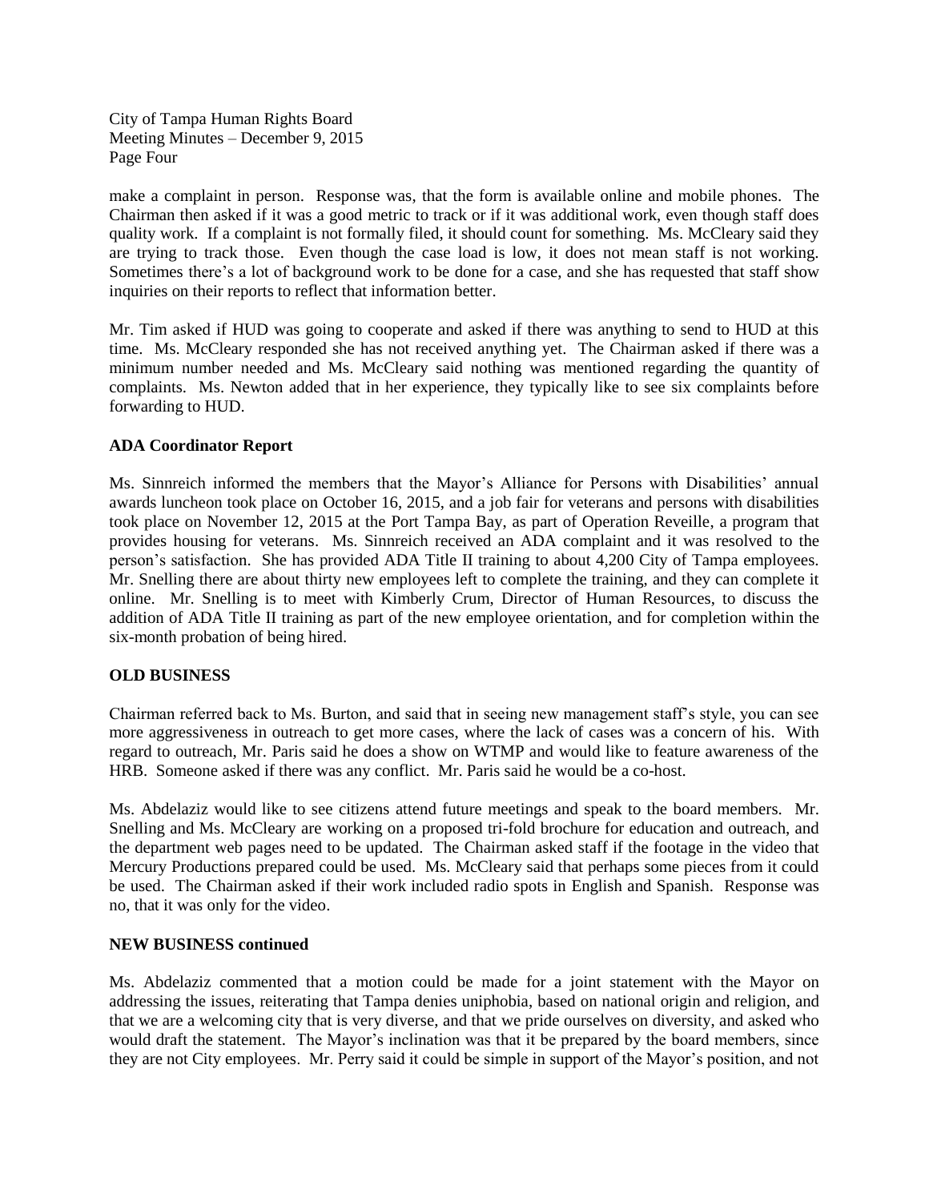make a complaint in person. Response was, that the form is available online and mobile phones. The Chairman then asked if it was a good metric to track or if it was additional work, even though staff does quality work. If a complaint is not formally filed, it should count for something. Ms. McCleary said they are trying to track those. Even though the case load is low, it does not mean staff is not working. Sometimes there's a lot of background work to be done for a case, and she has requested that staff show inquiries on their reports to reflect that information better.

Mr. Tim asked if HUD was going to cooperate and asked if there was anything to send to HUD at this time. Ms. McCleary responded she has not received anything yet. The Chairman asked if there was a minimum number needed and Ms. McCleary said nothing was mentioned regarding the quantity of complaints. Ms. Newton added that in her experience, they typically like to see six complaints before forwarding to HUD.

**ADA Coordinator Report**

Ms. Sinnreich informed the members that the Mayor's Alliance for Persons with Disabilities' annual awards luncheon took place on October 16, 2015, and a job fair for veterans and persons with disabilities took place on November 12, 2015 at the Port Tampa Bay, as part of Operation Reveille, a program that provides housing for veterans. Ms. Sinnreich received an ADA complaint and it was resolved to the person's satisfaction. She has provided ADA Title II training to about 4,200 City of Tampa employees. Mr. Snelling there are about thirty new employees left to complete the training, and they can complete it online. Mr. Snelling is to meet with Kimberly Crum, Director of Human Resources, to discuss the addition of ADA Title II training as part of the new employee orientation, and for completion within the six-month probation of being hired.

**OLD BUSINESS**

Chairman referred back to Ms. Burton, and said that in seeing new management staff's style, you can see more aggressiveness in outreach to get more cases, where the lack of cases was a concern of his. With regard to outreach, Mr. Paris said he does a show on WTMP and would like to feature awareness of the HRB. Someone asked if there was any conflict. Mr. Paris said he would be a co-host.

Ms. Abdelaziz would like to see citizens attend future meetings and speak to the board members. Mr. Snelling and Ms. McCleary are working on a proposed tri-fold brochure for education and outreach, and the department web pages need to be updated. The Chairman asked staff if the footage in the video that Mercury Productions prepared could be used. Ms. McCleary said that perhaps some pieces from it could be used. The Chairman asked if their work included radio spots in English and Spanish. Response was no, that it was only for the video.

**NEW BUSINESS continued**

Ms. Abdelaziz commented that a motion could be made for a joint statement with the Mayor on addressing the issues, reiterating that Tampa denies uniphobia, based on national origin and religion, and that we are a welcoming city that is very diverse, and that we pride ourselves on diversity, and asked who would draft the statement. The Mayor's inclination was that it be prepared by the board members, since they are not City employees. Mr. Perry said it could be simple in support of the Mayor's position, and not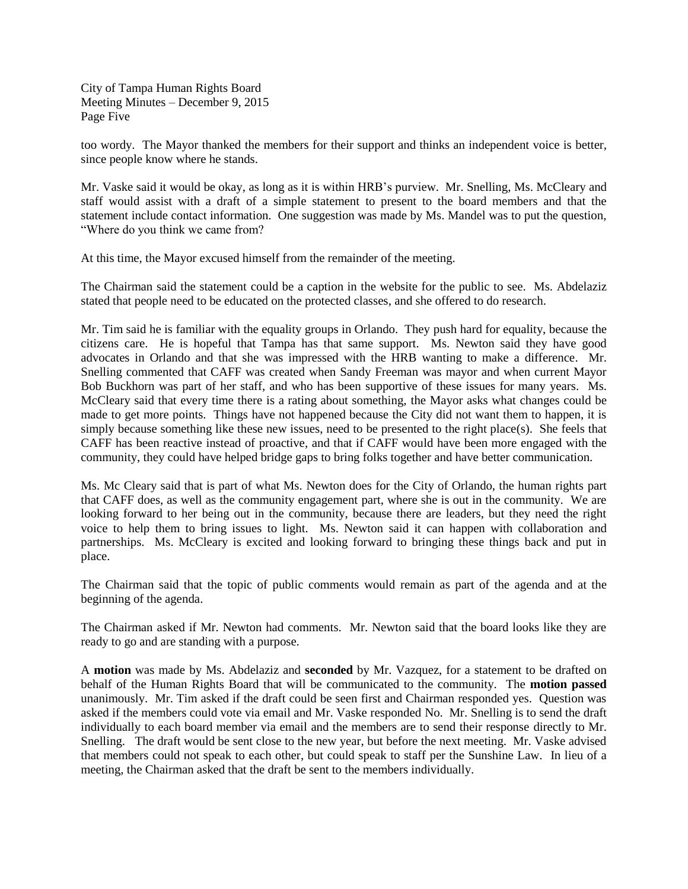too wordy. The Mayor thanked the members for their support and thinks an independent voice is better, since people know where he stands.

Mr. Vaske said it would be okay, as long as it is within HRB's purview. Mr. Snelling, Ms. McCleary and staff would assist with a draft of a simple statement to present to the board members and that the statement include contact information. One suggestion was made by Ms. Mandel was to put the question, "Where do you think we came from?

At this time, the Mayor excused himself from the remainder of the meeting.

The Chairman said the statement could be a caption in the website for the public to see. Ms. Abdelaziz stated that people need to be educated on the protected classes, and she offered to do research.

Mr. Tim said he is familiar with the equality groups in Orlando. They push hard for equality, because the citizens care. He is hopeful that Tampa has that same support. Ms. Newton said they have good advocates in Orlando and that she was impressed with the HRB wanting to make a difference. Mr. Snelling commented that CAFF was created when Sandy Freeman was mayor and when current Mayor Bob Buckhorn was part of her staff, and who has been supportive of these issues for many years. Ms. McCleary said that every time there is a rating about something, the Mayor asks what changes could be made to get more points. Things have not happened because the City did not want them to happen, it is simply because something like these new issues, need to be presented to the right place(s). She feels that CAFF has been reactive instead of proactive, and that if CAFF would have been more engaged with the community, they could have helped bridge gaps to bring folks together and have better communication.

Ms. Mc Cleary said that is part of what Ms. Newton does for the City of Orlando, the human rights part that CAFF does, as well as the community engagement part, where she is out in the community. We are looking forward to her being out in the community, because there are leaders, but they need the right voice to help them to bring issues to light. Ms. Newton said it can happen with collaboration and partnerships. Ms. McCleary is excited and looking forward to bringing these things back and put in place.

The Chairman said that the topic of public comments would remain as part of the agenda and at the beginning of the agenda.

The Chairman asked if Mr. Newton had comments. Mr. Newton said that the board looks like they are ready to go and are standing with a purpose.

A **motion** was made by Ms. Abdelaziz and **seconded** by Mr. Vazquez, for a statement to be drafted on behalf of the Human Rights Board that will be communicated to the community. The **motion passed** unanimously. Mr. Tim asked if the draft could be seen first and Chairman responded yes. Question was asked if the members could vote via email and Mr. Vaske responded No. Mr. Snelling is to send the draft individually to each board member via email and the members are to send their response directly to Mr. Snelling. The draft would be sent close to the new year, but before the next meeting. Mr. Vaske advised that members could not speak to each other, but could speak to staff per the Sunshine Law. In lieu of a meeting, the Chairman asked that the draft be sent to the members individually.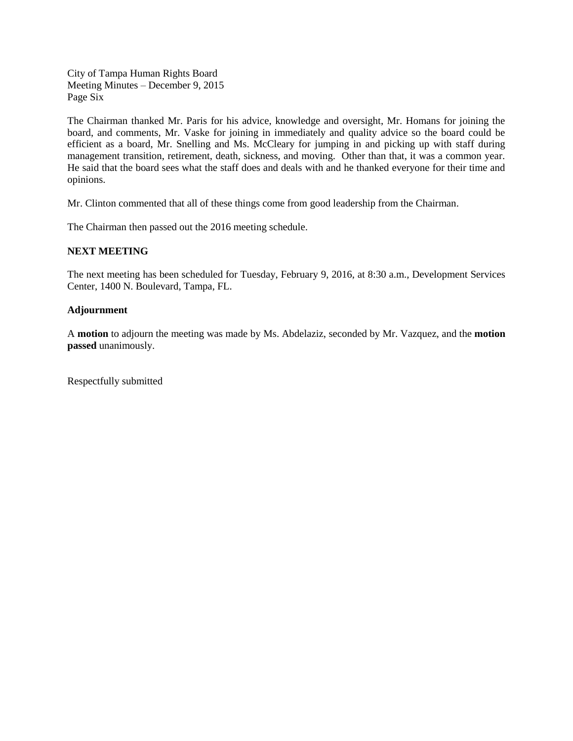The Chairman thanked Mr. Paris for his advice, knowledge and oversight, Mr. Homans for joining the board, and comments, Mr. Vaske for joining in immediately and quality advice so the board could be efficient as a board, Mr. Snelling and Ms. McCleary for jumping in and picking up with staff during management transition, retirement, death, sickness, and moving. Other than that, it was a common year. He said that the board sees what the staff does and deals with and he thanked everyone for their time and opinions.

Mr. Clinton commented that all of these things come from good leadership from the Chairman.

The Chairman then passed out the 2016 meeting schedule.

**NEXT MEETING**

The next meeting has been scheduled for Tuesday, February 9, 2016, at 8:30 a.m., Development Services Center, 1400 N. Boulevard, Tampa, FL.

**Adjournment**

A **motion** to adjourn the meeting was made by Ms. Abdelaziz, seconded by Mr. Vazquez, and the **motion passed** unanimously.

Respectfully submitted